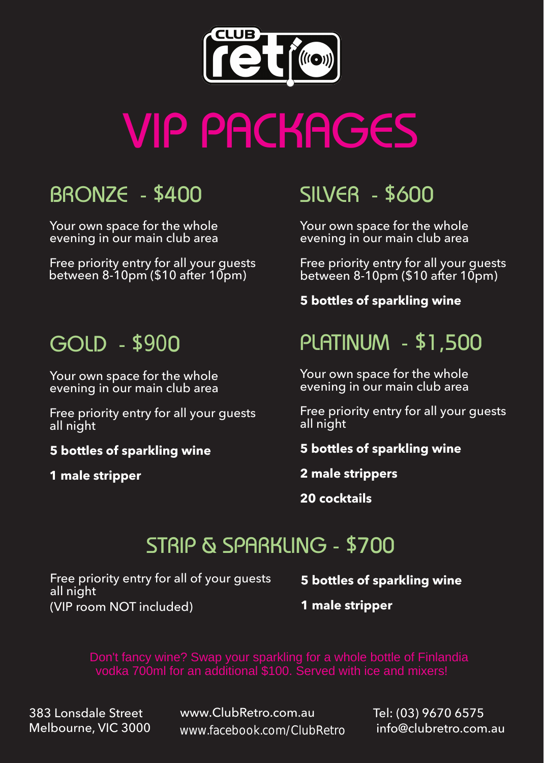CLUB retro

# VIP PACKAGES

## BRONZE - $400

Your own space for the whole evening in our main club area

Free priority entry for all your guests between 8-10pm ($10 after 10pm)

## SILVER - $600

Your own space for the whole evening in our main club area

Free priority entry for all your guests between 8-10pm ($10 after 10pm)

**5 bottles of sparkling wine**

## GOLD - $900

Your own space for the whole evening in our main club area

Free priority entry for all your guests all night

**5 bottles of sparkling wine**

**1 male stripper**

## PLATINUM - $1,500

Your own space for the whole evening in our main club area

Free priority entry for all your guests all night

**5 bottles of sparkling wine**

**2 male strippers**

**20 cocktails**

## STRIP & SPARKLING - $700

Free priority entry for all of your guests all night
(VIP room NOT included)

**5 bottles of sparkling wine**

**1 male stripper**

Don't fancy wine? Swap your sparkling for a whole bottle of Finlandia vodka 700ml for an additional $100. Served with ice and mixers!

383 Lonsdale Street
Melbourne, VIC 3000

www.ClubRetro.com.au
www.facebook.com/ClubRetro

Tel: (03) 9670 6575
info@clubretro.com.au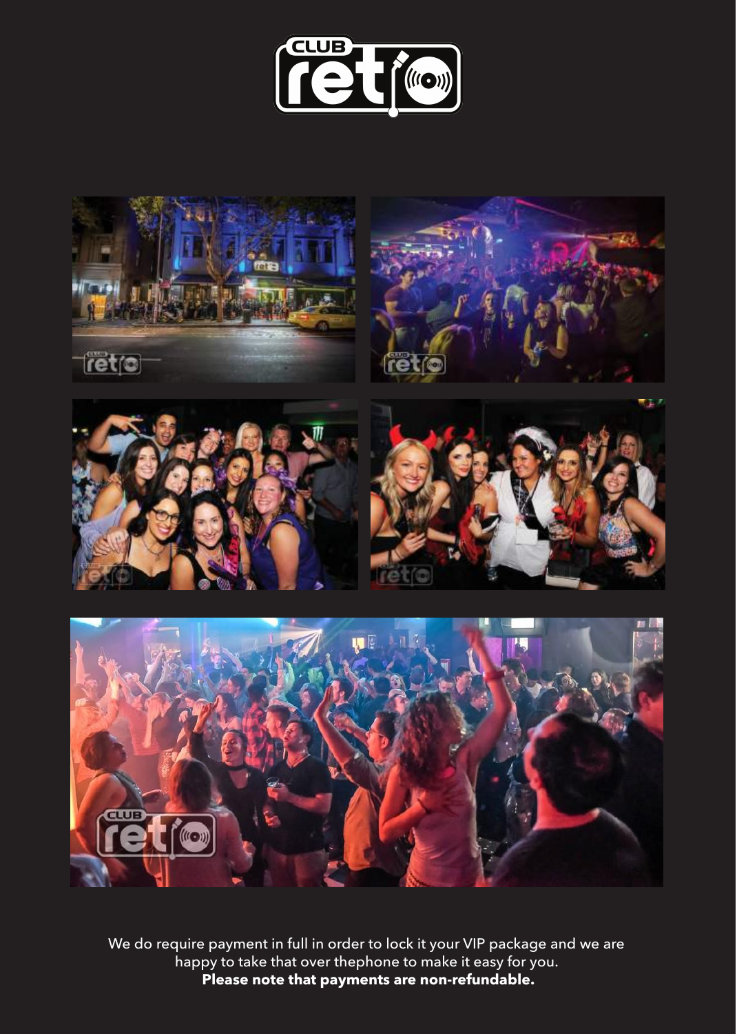We do require payment in full in order to lock it your VIP package and we are happy to take that over thephone to make it easy for you.

**Please note that payments are non-refundable.**